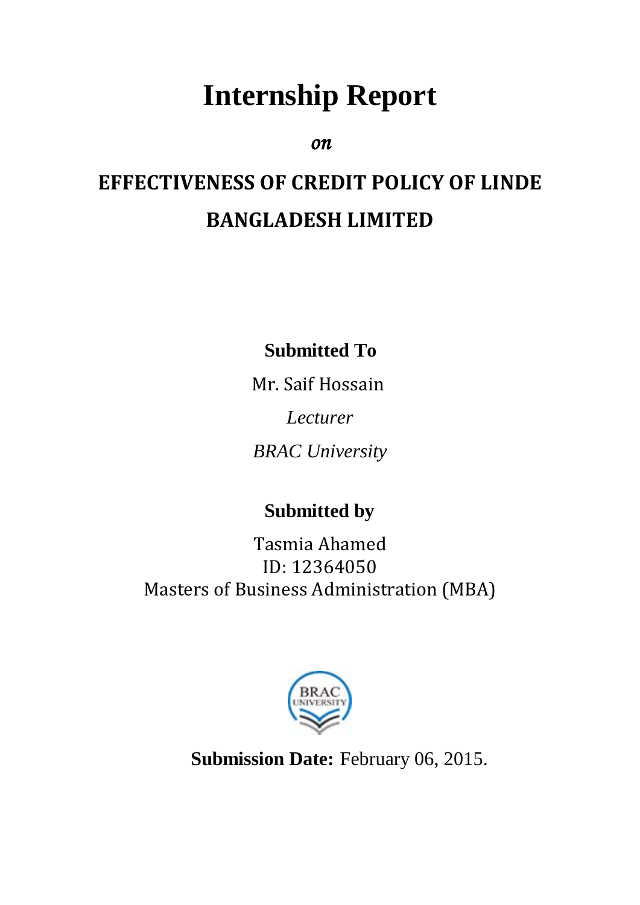# Internship Report

*on*

## EFFECTIVENESS OF CREDIT POLICY OF LINDE BANGLADESH LIMITED

**Submitted To**

Mr. Saif Hossain

*Lecturer*

*BRAC University*

**Submitted by**

Tasmia Ahamed
ID: 12364050
Masters of Business Administration (MBA)

**Submission Date:** February 06, 2015.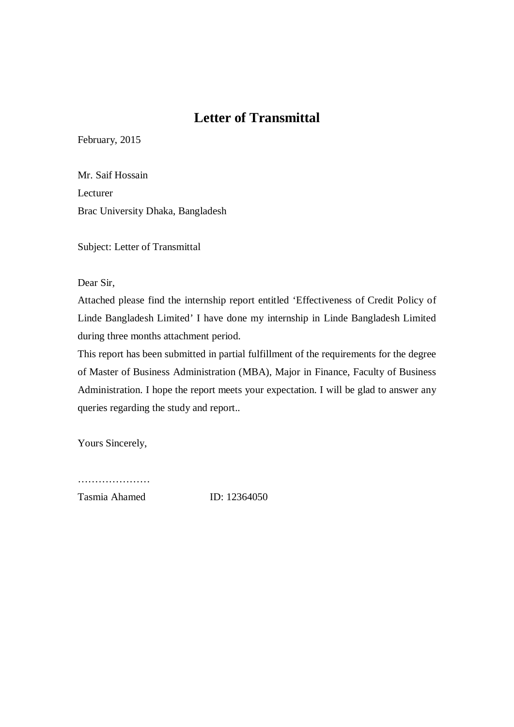# Letter of Transmittal

February, 2015

Mr. Saif Hossain
Lecturer
Brac University Dhaka, Bangladesh

Subject: Letter of Transmittal

Dear Sir,

Attached please find the internship report entitled ‘Effectiveness of Credit Policy of Linde Bangladesh Limited’ I have done my internship in Linde Bangladesh Limited during three months attachment period.

This report has been submitted in partial fulfillment of the requirements for the degree of Master of Business Administration (MBA), Major in Finance, Faculty of Business Administration. I hope the report meets your expectation. I will be glad to answer any queries regarding the study and report..

Yours Sincerely,

…………………

Tasmia Ahamed ID: 12364050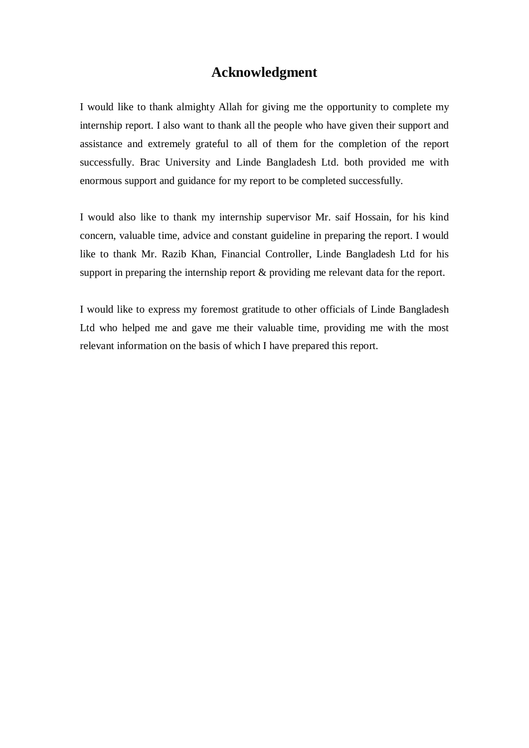# Acknowledgment

I would like to thank almighty Allah for giving me the opportunity to complete my internship report. I also want to thank all the people who have given their support and assistance and extremely grateful to all of them for the completion of the report successfully. Brac University and Linde Bangladesh Ltd. both provided me with enormous support and guidance for my report to be completed successfully.

I would also like to thank my internship supervisor Mr. saif Hossain, for his kind concern, valuable time, advice and constant guideline in preparing the report. I would like to thank Mr. Razib Khan, Financial Controller, Linde Bangladesh Ltd for his support in preparing the internship report & providing me relevant data for the report.

I would like to express my foremost gratitude to other officials of Linde Bangladesh Ltd who helped me and gave me their valuable time, providing me with the most relevant information on the basis of which I have prepared this report.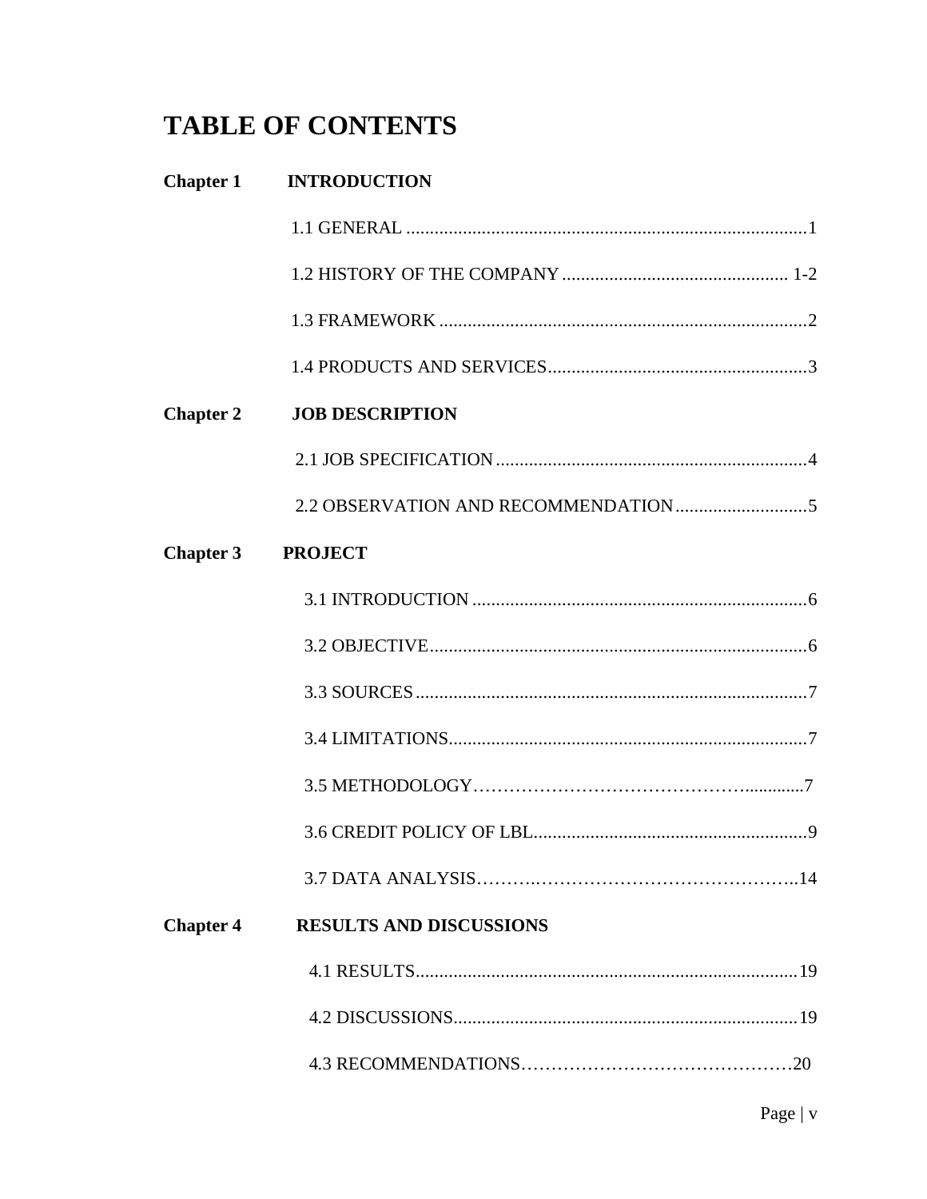# TABLE OF CONTENTS

**Chapter 1 INTRODUCTION**

1.1 GENERAL ..................................................................................... 1

1.2 HISTORY OF THE COMPANY ................................................. 1-2

1.3 FRAMEWORK .............................................................................. 2

1.4 PRODUCTS AND SERVICES....................................................... 3

**Chapter 2 JOB DESCRIPTION**

2.1 JOB SPECIFICATION ................................................................. 4

2.2 OBSERVATION AND RECOMMENDATION ............................ 5

**Chapter 3 PROJECT**

3.1 INTRODUCTION ....................................................................... 6

3.2 OBJECTIVE................................................................................ 6

3.3 SOURCES ................................................................................... 7

3.4 LIMITATIONS............................................................................ 7

3.5 METHODOLOGY……………………………………….............7

3.6 CREDIT POLICY OF LBL.......................................................... 9

3.7 DATA ANALYSIS……….……………………………………..14

**Chapter 4 RESULTS AND DISCUSSIONS**

4.1 RESULTS................................................................................. 19

4.2 DISCUSSIONS......................................................................... 19

4.3 RECOMMENDATIONS……………………………………….20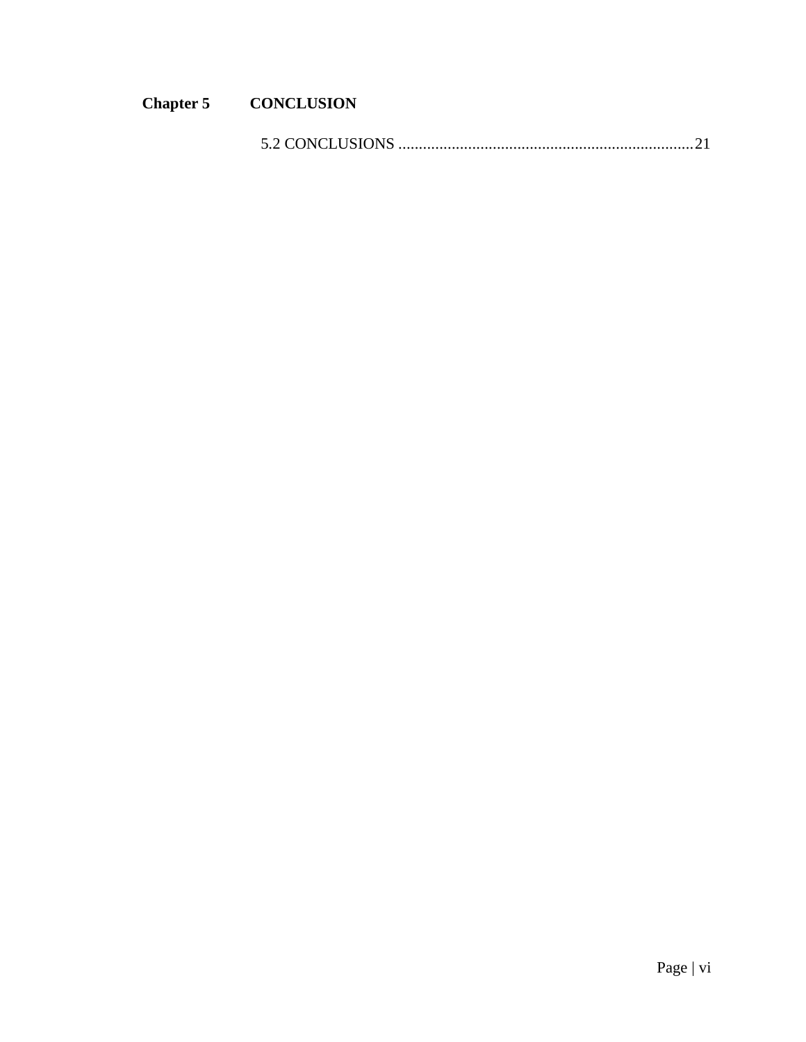**Chapter 5 CONCLUSION**

5.2 CONCLUSIONS ........................................................................21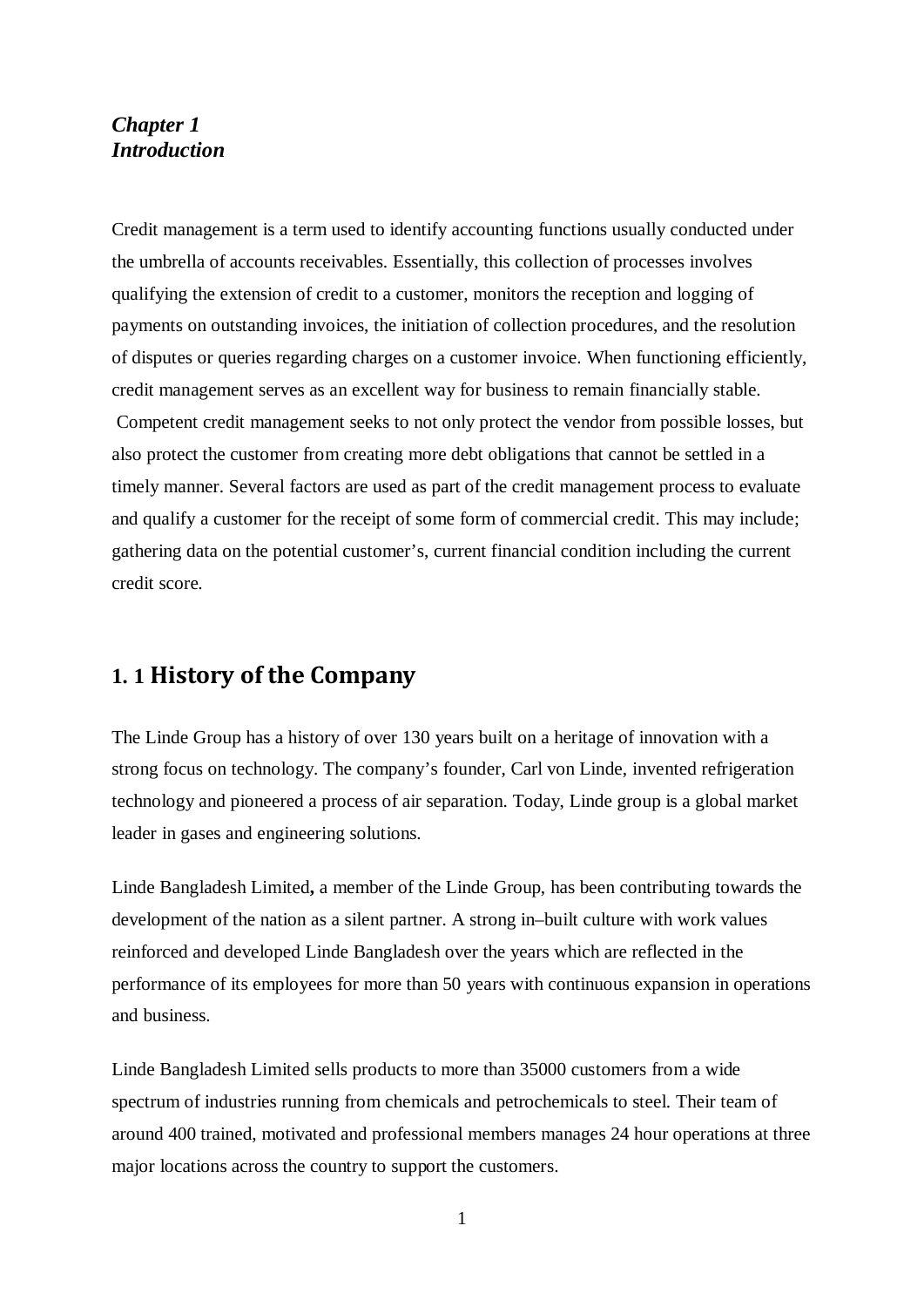# *Chapter 1*
# *Introduction*

Credit management is a term used to identify accounting functions usually conducted under the umbrella of accounts receivables. Essentially, this collection of processes involves qualifying the extension of credit to a customer, monitors the reception and logging of payments on outstanding invoices, the initiation of collection procedures, and the resolution of disputes or queries regarding charges on a customer invoice. When functioning efficiently, credit management serves as an excellent way for business to remain financially stable. Competent credit management seeks to not only protect the vendor from possible losses, but also protect the customer from creating more debt obligations that cannot be settled in a timely manner. Several factors are used as part of the credit management process to evaluate and qualify a customer for the receipt of some form of commercial credit. This may include; gathering data on the potential customer's, current financial condition including the current credit score.

## 1. 1 History of the Company

The Linde Group has a history of over 130 years built on a heritage of innovation with a strong focus on technology. The company's founder, Carl von Linde, invented refrigeration technology and pioneered a process of air separation. Today, Linde group is a global market leader in gases and engineering solutions.

Linde Bangladesh Limited**,** a member of the Linde Group, has been contributing towards the development of the nation as a silent partner. A strong in–built culture with work values reinforced and developed Linde Bangladesh over the years which are reflected in the performance of its employees for more than 50 years with continuous expansion in operations and business.

Linde Bangladesh Limited sells products to more than 35000 customers from a wide spectrum of industries running from chemicals and petrochemicals to steel. Their team of around 400 trained, motivated and professional members manages 24 hour operations at three major locations across the country to support the customers.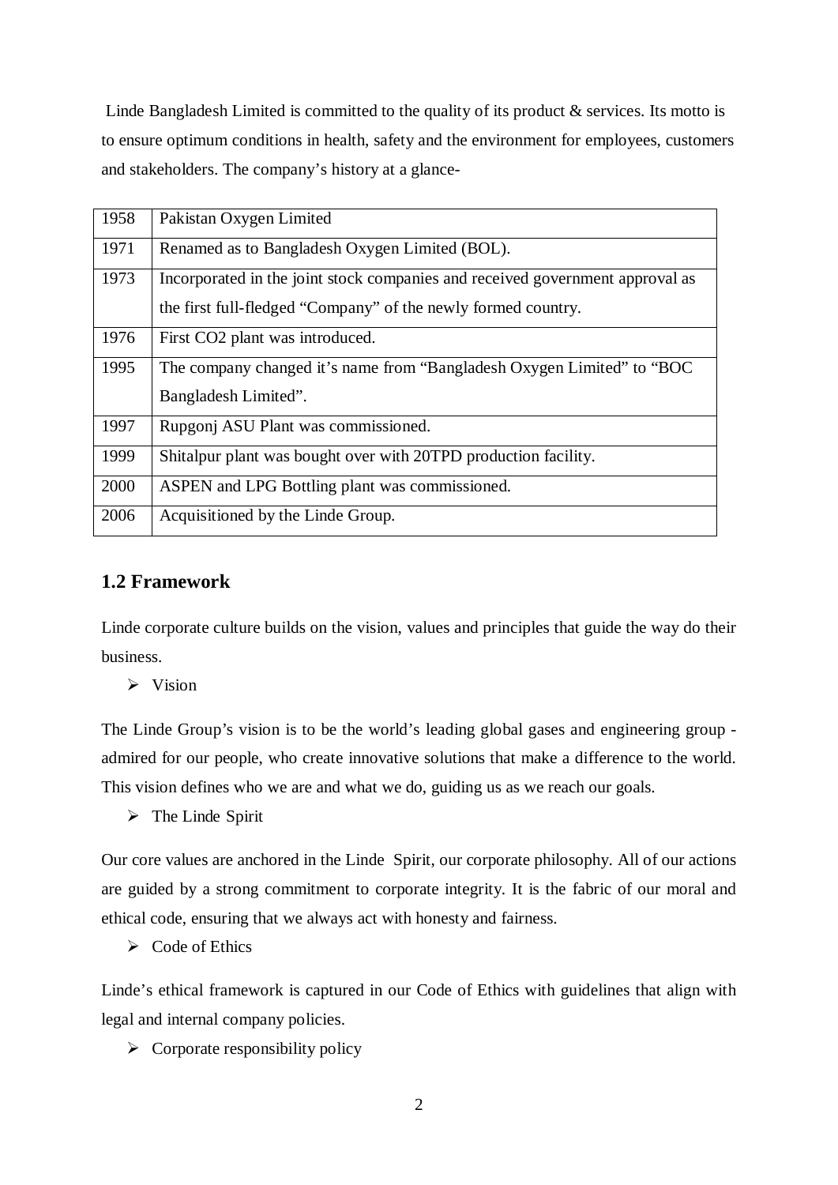Linde Bangladesh Limited is committed to the quality of its product & services. Its motto is to ensure optimum conditions in health, safety and the environment for employees, customers and stakeholders. The company's history at a glance-

| 1958 | Pakistan Oxygen Limited |
|---|---|
| 1971 | Renamed as to Bangladesh Oxygen Limited (BOL). |
| 1973 | Incorporated in the joint stock companies and received government approval as the first full-fledged "Company" of the newly formed country. |
| 1976 | First CO2 plant was introduced. |
| 1995 | The company changed it's name from "Bangladesh Oxygen Limited" to "BOC Bangladesh Limited". |
| 1997 | Rupgonj ASU Plant was commissioned. |
| 1999 | Shitalpur plant was bought over with 20TPD production facility. |
| 2000 | ASPEN and LPG Bottling plant was commissioned. |
| 2006 | Acquisitioned by the Linde Group. |

## 1.2 Framework

Linde corporate culture builds on the vision, values and principles that guide the way do their business.

- Vision

The Linde Group's vision is to be the world's leading global gases and engineering group - admired for our people, who create innovative solutions that make a difference to the world. This vision defines who we are and what we do, guiding us as we reach our goals.

- The Linde Spirit

Our core values are anchored in the Linde Spirit, our corporate philosophy. All of our actions are guided by a strong commitment to corporate integrity. It is the fabric of our moral and ethical code, ensuring that we always act with honesty and fairness.

- Code of Ethics

Linde's ethical framework is captured in our Code of Ethics with guidelines that align with legal and internal company policies.

- Corporate responsibility policy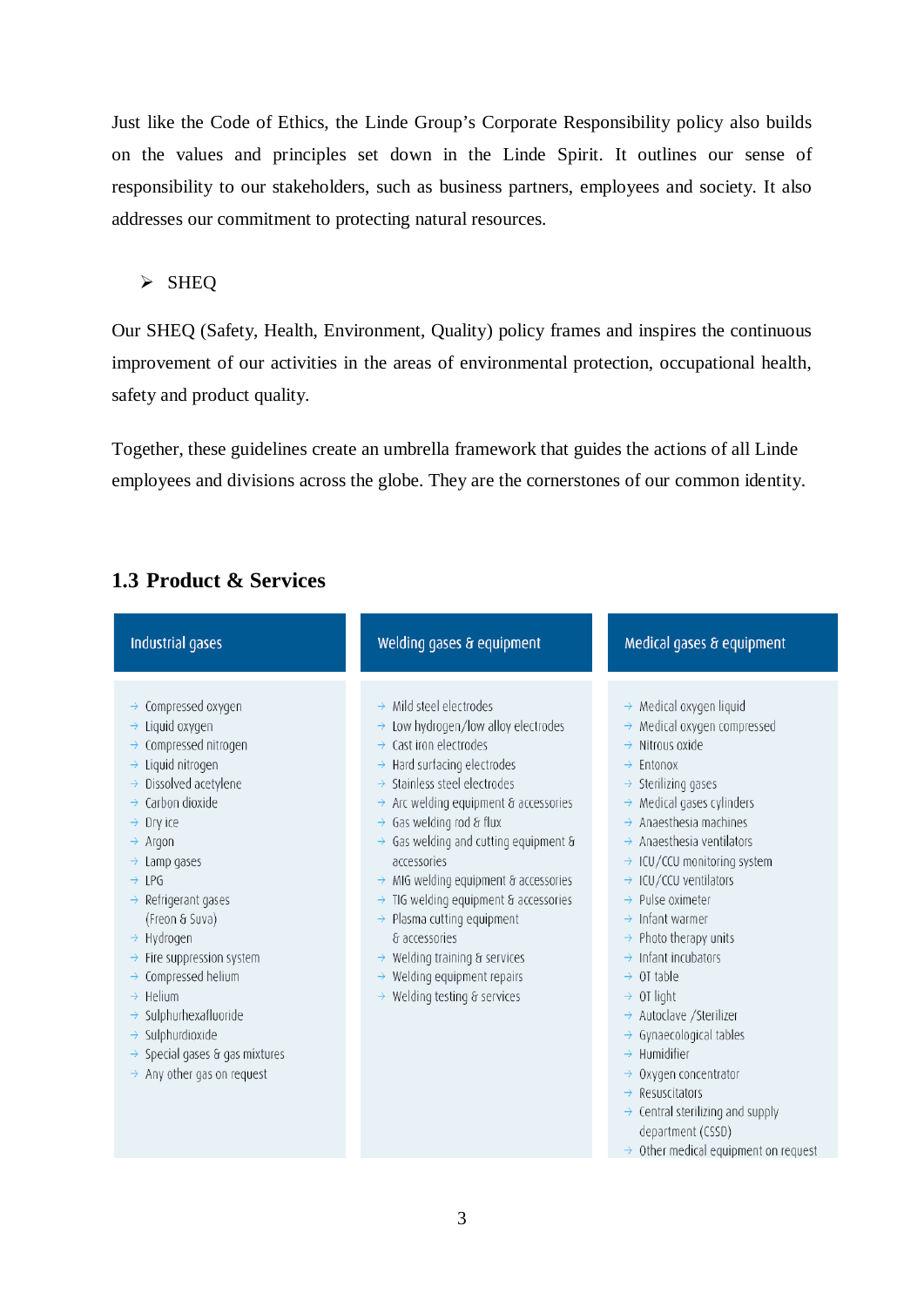Just like the Code of Ethics, the Linde Group's Corporate Responsibility policy also builds on the values and principles set down in the Linde Spirit. It outlines our sense of responsibility to our stakeholders, such as business partners, employees and society. It also addresses our commitment to protecting natural resources.

- SHEQ

Our SHEQ (Safety, Health, Environment, Quality) policy frames and inspires the continuous improvement of our activities in the areas of environmental protection, occupational health, safety and product quality.

Together, these guidelines create an umbrella framework that guides the actions of all Linde employees and divisions across the globe. They are the cornerstones of our common identity.

## 1.3 Product & Services

| Industrial gases | Welding gases & equipment | Medical gases & equipment |
|---|---|---|
| → Compressed oxygen | → Mild steel electrodes | → Medical oxygen liquid |
| → Liquid oxygen | → Low hydrogen/low alloy electrodes | → Medical oxygen compressed |
| → Compressed nitrogen | → Cast iron electrodes | → Nitrous oxide |
| → Liquid nitrogen | → Hard surfacing electrodes | → Entonox |
| → Dissolved acetylene | → Stainless steel electrodes | → Sterilizing gases |
| → Carbon dioxide | → Arc welding equipment & accessories | → Medical gases cylinders |
| → Dry ice | → Gas welding rod & flux | → Anaesthesia machines |
| → Argon | → Gas welding and cutting equipment & accessories | → Anaesthesia ventilators |
| → Lamp gases | → MIG welding equipment & accessories | → ICU/CCU monitoring system |
| → LPG | → TIG welding equipment & accessories | → ICU/CCU ventilators |
| → Refrigerant gases (Freon & Suva) | → Plasma cutting equipment & accessories | → Pulse oximeter |
| → Hydrogen | → Welding training & services | → Infant warmer |
| → Fire suppression system | → Welding equipment repairs | → Photo therapy units |
| → Compressed helium | → Welding testing & services | → Infant incubators |
| → Helium | | → OT table |
| → Sulphurhexafluoride | | → OT light |
| → Sulphurdioxide | | → Autoclave /Sterilizer |
| → Special gases & gas mixtures | | → Gynaecological tables |
| → Any other gas on request | | → Humidifier |
| | | → Oxygen concentrator |
| | | → Resuscitators |
| | | → Central sterilizing and supply department (CSSD) |
| | | → Other medical equipment on request |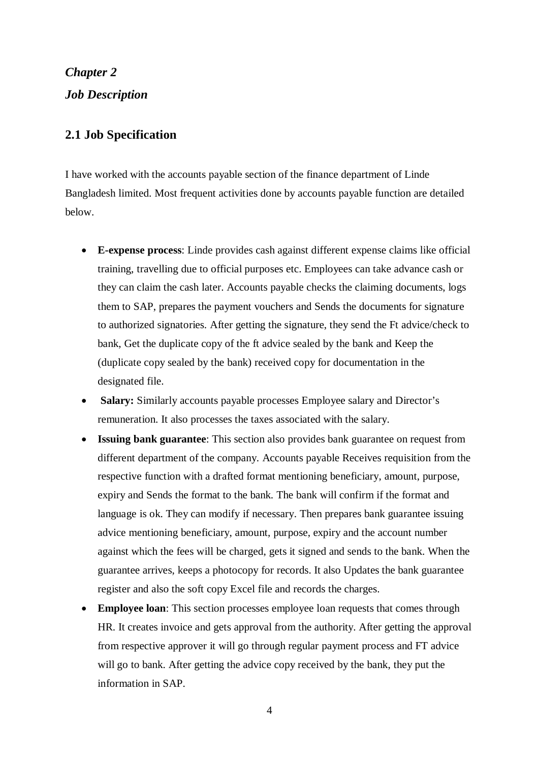# *Chapter 2*

# *Job Description*

## 2.1 Job Specification

I have worked with the accounts payable section of the finance department of Linde Bangladesh limited. Most frequent activities done by accounts payable function are detailed below.

- **E-expense process**: Linde provides cash against different expense claims like official training, travelling due to official purposes etc. Employees can take advance cash or they can claim the cash later. Accounts payable checks the claiming documents, logs them to SAP, prepares the payment vouchers and Sends the documents for signature to authorized signatories. After getting the signature, they send the Ft advice/check to bank, Get the duplicate copy of the ft advice sealed by the bank and Keep the (duplicate copy sealed by the bank) received copy for documentation in the designated file.
- **Salary:** Similarly accounts payable processes Employee salary and Director's remuneration. It also processes the taxes associated with the salary.
- **Issuing bank guarantee**: This section also provides bank guarantee on request from different department of the company. Accounts payable Receives requisition from the respective function with a drafted format mentioning beneficiary, amount, purpose, expiry and Sends the format to the bank. The bank will confirm if the format and language is ok. They can modify if necessary. Then prepares bank guarantee issuing advice mentioning beneficiary, amount, purpose, expiry and the account number against which the fees will be charged, gets it signed and sends to the bank. When the guarantee arrives, keeps a photocopy for records. It also Updates the bank guarantee register and also the soft copy Excel file and records the charges.
- **Employee loan**: This section processes employee loan requests that comes through HR. It creates invoice and gets approval from the authority. After getting the approval from respective approver it will go through regular payment process and FT advice will go to bank. After getting the advice copy received by the bank, they put the information in SAP.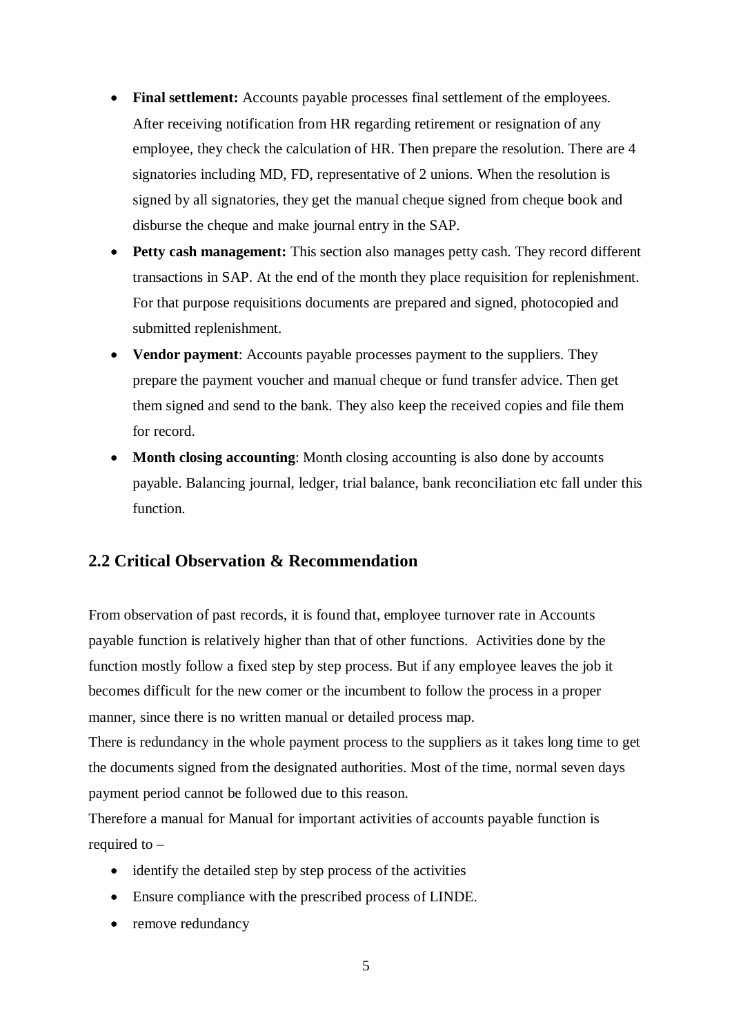- **Final settlement:** Accounts payable processes final settlement of the employees. After receiving notification from HR regarding retirement or resignation of any employee, they check the calculation of HR. Then prepare the resolution. There are 4 signatories including MD, FD, representative of 2 unions. When the resolution is signed by all signatories, they get the manual cheque signed from cheque book and disburse the cheque and make journal entry in the SAP.
- **Petty cash management:** This section also manages petty cash. They record different transactions in SAP. At the end of the month they place requisition for replenishment. For that purpose requisitions documents are prepared and signed, photocopied and submitted replenishment.
- **Vendor payment**: Accounts payable processes payment to the suppliers. They prepare the payment voucher and manual cheque or fund transfer advice. Then get them signed and send to the bank. They also keep the received copies and file them for record.
- **Month closing accounting**: Month closing accounting is also done by accounts payable. Balancing journal, ledger, trial balance, bank reconciliation etc fall under this function.

## 2.2 Critical Observation & Recommendation

From observation of past records, it is found that, employee turnover rate in Accounts payable function is relatively higher than that of other functions. Activities done by the function mostly follow a fixed step by step process. But if any employee leaves the job it becomes difficult for the new comer or the incumbent to follow the process in a proper manner, since there is no written manual or detailed process map.

There is redundancy in the whole payment process to the suppliers as it takes long time to get the documents signed from the designated authorities. Most of the time, normal seven days payment period cannot be followed due to this reason.

Therefore a manual for Manual for important activities of accounts payable function is required to –

- identify the detailed step by step process of the activities
- Ensure compliance with the prescribed process of LINDE.
- remove redundancy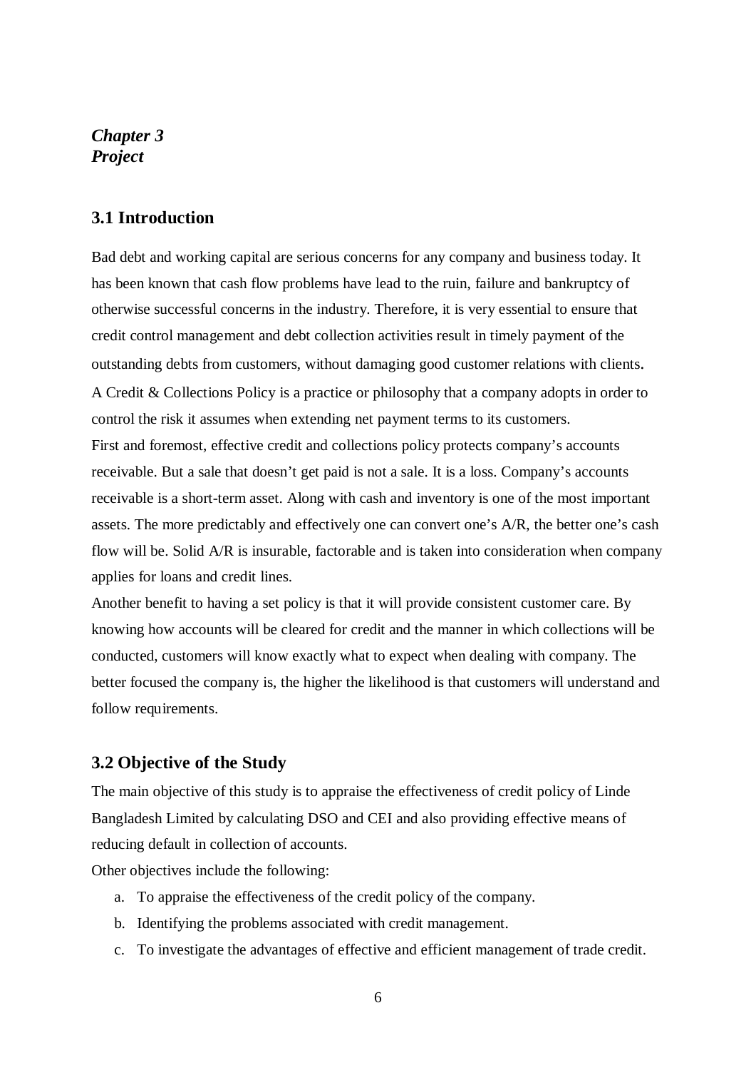***Chapter 3***
***Project***

## 3.1 Introduction

Bad debt and working capital are serious concerns for any company and business today. It has been known that cash flow problems have lead to the ruin, failure and bankruptcy of otherwise successful concerns in the industry. Therefore, it is very essential to ensure that credit control management and debt collection activities result in timely payment of the outstanding debts from customers, without damaging good customer relations with clients.

A Credit & Collections Policy is a practice or philosophy that a company adopts in order to control the risk it assumes when extending net payment terms to its customers.

First and foremost, effective credit and collections policy protects company's accounts receivable. But a sale that doesn't get paid is not a sale. It is a loss. Company's accounts receivable is a short-term asset. Along with cash and inventory is one of the most important assets. The more predictably and effectively one can convert one's A/R, the better one's cash flow will be. Solid A/R is insurable, factorable and is taken into consideration when company applies for loans and credit lines.

Another benefit to having a set policy is that it will provide consistent customer care. By knowing how accounts will be cleared for credit and the manner in which collections will be conducted, customers will know exactly what to expect when dealing with company. The better focused the company is, the higher the likelihood is that customers will understand and follow requirements.

## 3.2 Objective of the Study

The main objective of this study is to appraise the effectiveness of credit policy of Linde Bangladesh Limited by calculating DSO and CEI and also providing effective means of reducing default in collection of accounts.

Other objectives include the following:

a. To appraise the effectiveness of the credit policy of the company.
b. Identifying the problems associated with credit management.
c. To investigate the advantages of effective and efficient management of trade credit.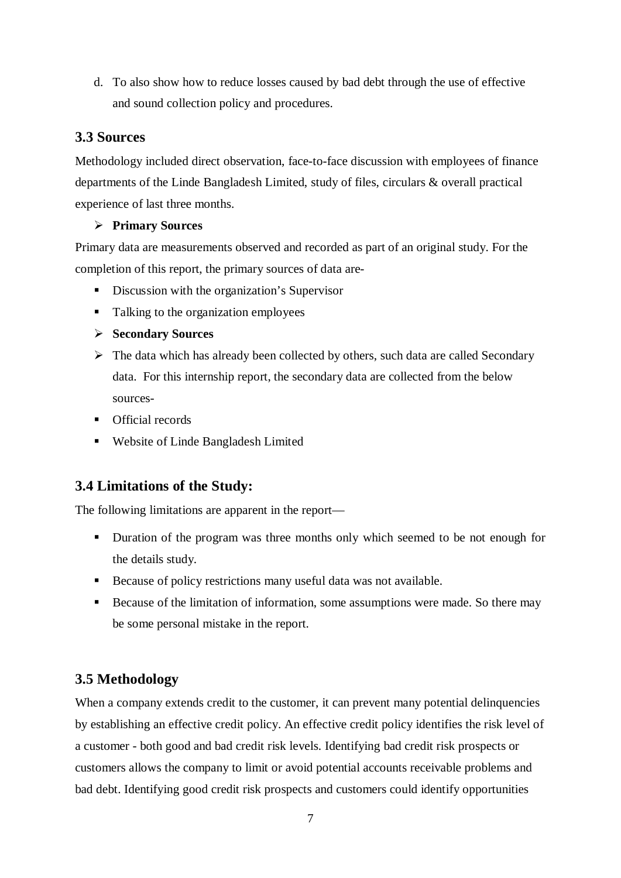d. To also show how to reduce losses caused by bad debt through the use of effective and sound collection policy and procedures.

### 3.3 Sources

Methodology included direct observation, face-to-face discussion with employees of finance departments of the Linde Bangladesh Limited, study of files, circulars & overall practical experience of last three months.

- **Primary Sources**

Primary data are measurements observed and recorded as part of an original study. For the completion of this report, the primary sources of data are-

- Discussion with the organization's Supervisor
- Talking to the organization employees

- **Secondary Sources**
- The data which has already been collected by others, such data are called Secondary data. For this internship report, the secondary data are collected from the below sources-

- Official records
- Website of Linde Bangladesh Limited

### 3.4 Limitations of the Study:

The following limitations are apparent in the report—

- Duration of the program was three months only which seemed to be not enough for the details study.
- Because of policy restrictions many useful data was not available.
- Because of the limitation of information, some assumptions were made. So there may be some personal mistake in the report.

### 3.5 Methodology

When a company extends credit to the customer, it can prevent many potential delinquencies by establishing an effective credit policy. An effective credit policy identifies the risk level of a customer - both good and bad credit risk levels. Identifying bad credit risk prospects or customers allows the company to limit or avoid potential accounts receivable problems and bad debt. Identifying good credit risk prospects and customers could identify opportunities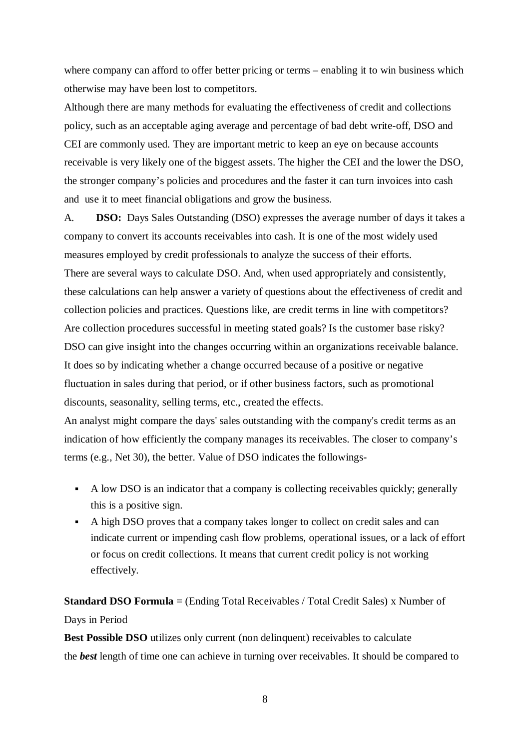where company can afford to offer better pricing or terms – enabling it to win business which otherwise may have been lost to competitors.

Although there are many methods for evaluating the effectiveness of credit and collections policy, such as an acceptable aging average and percentage of bad debt write-off, DSO and CEI are commonly used. They are important metric to keep an eye on because accounts receivable is very likely one of the biggest assets. The higher the CEI and the lower the DSO, the stronger company's policies and procedures and the faster it can turn invoices into cash and use it to meet financial obligations and grow the business.

A. **DSO:** Days Sales Outstanding (DSO) expresses the average number of days it takes a company to convert its accounts receivables into cash. It is one of the most widely used measures employed by credit professionals to analyze the success of their efforts.

There are several ways to calculate DSO. And, when used appropriately and consistently, these calculations can help answer a variety of questions about the effectiveness of credit and collection policies and practices. Questions like, are credit terms in line with competitors? Are collection procedures successful in meeting stated goals? Is the customer base risky?

DSO can give insight into the changes occurring within an organizations receivable balance. It does so by indicating whether a change occurred because of a positive or negative fluctuation in sales during that period, or if other business factors, such as promotional discounts, seasonality, selling terms, etc., created the effects.

An analyst might compare the days' sales outstanding with the company's credit terms as an indication of how efficiently the company manages its receivables. The closer to company's terms (e.g., Net 30), the better. Value of DSO indicates the followings-

- A low DSO is an indicator that a company is collecting receivables quickly; generally this is a positive sign.
- A high DSO proves that a company takes longer to collect on credit sales and can indicate current or impending cash flow problems, operational issues, or a lack of effort or focus on credit collections. It means that current credit policy is not working effectively.

**Standard DSO Formula** = (Ending Total Receivables / Total Credit Sales) x Number of Days in Period

**Best Possible DSO** utilizes only current (non delinquent) receivables to calculate the ***best*** length of time one can achieve in turning over receivables. It should be compared to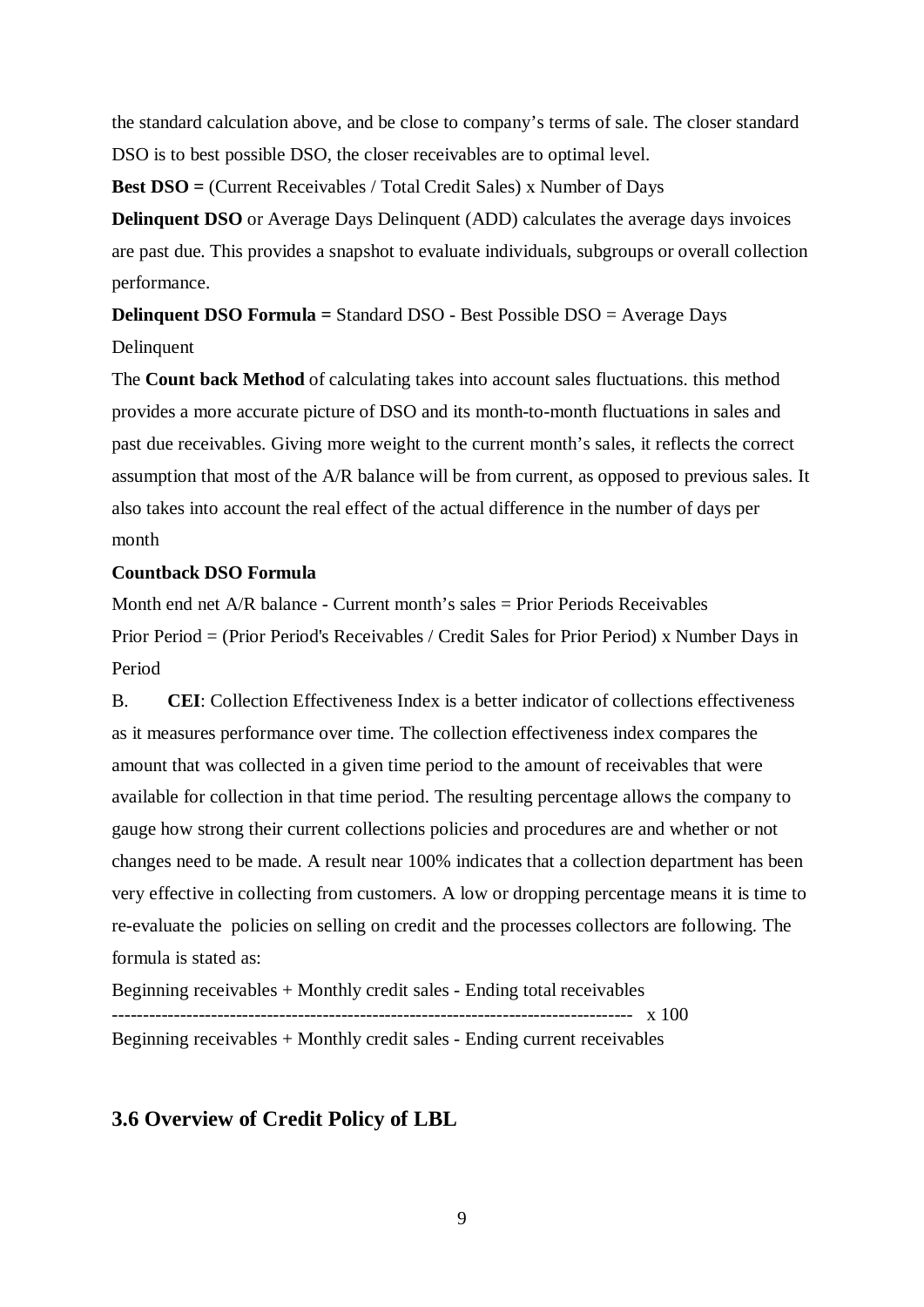the standard calculation above, and be close to company's terms of sale. The closer standard DSO is to best possible DSO, the closer receivables are to optimal level.

**Best DSO =** (Current Receivables / Total Credit Sales) x Number of Days

**Delinquent DSO** or Average Days Delinquent (ADD) calculates the average days invoices are past due. This provides a snapshot to evaluate individuals, subgroups or overall collection performance.

**Delinquent DSO Formula =** Standard DSO - Best Possible DSO = Average Days Delinquent

The **Count back Method** of calculating takes into account sales fluctuations. this method provides a more accurate picture of DSO and its month-to-month fluctuations in sales and past due receivables. Giving more weight to the current month's sales, it reflects the correct assumption that most of the A/R balance will be from current, as opposed to previous sales. It also takes into account the real effect of the actual difference in the number of days per month

**Countback DSO Formula**

Month end net A/R balance - Current month's sales = Prior Periods Receivables

Prior Period = (Prior Period's Receivables / Credit Sales for Prior Period) x Number Days in Period

B. **CEI**: Collection Effectiveness Index is a better indicator of collections effectiveness as it measures performance over time. The collection effectiveness index compares the amount that was collected in a given time period to the amount of receivables that were available for collection in that time period. The resulting percentage allows the company to gauge how strong their current collections policies and procedures are and whether or not changes need to be made. A result near 100% indicates that a collection department has been very effective in collecting from customers. A low or dropping percentage means it is time to re-evaluate the policies on selling on credit and the processes collectors are following. The formula is stated as:

$$\frac{\text{Beginning receivables} + \text{Monthly credit sales} - \text{Ending total receivables}}{\text{Beginning receivables} + \text{Monthly credit sales} - \text{Ending current receivables}} \times 100$$

## 3.6 Overview of Credit Policy of LBL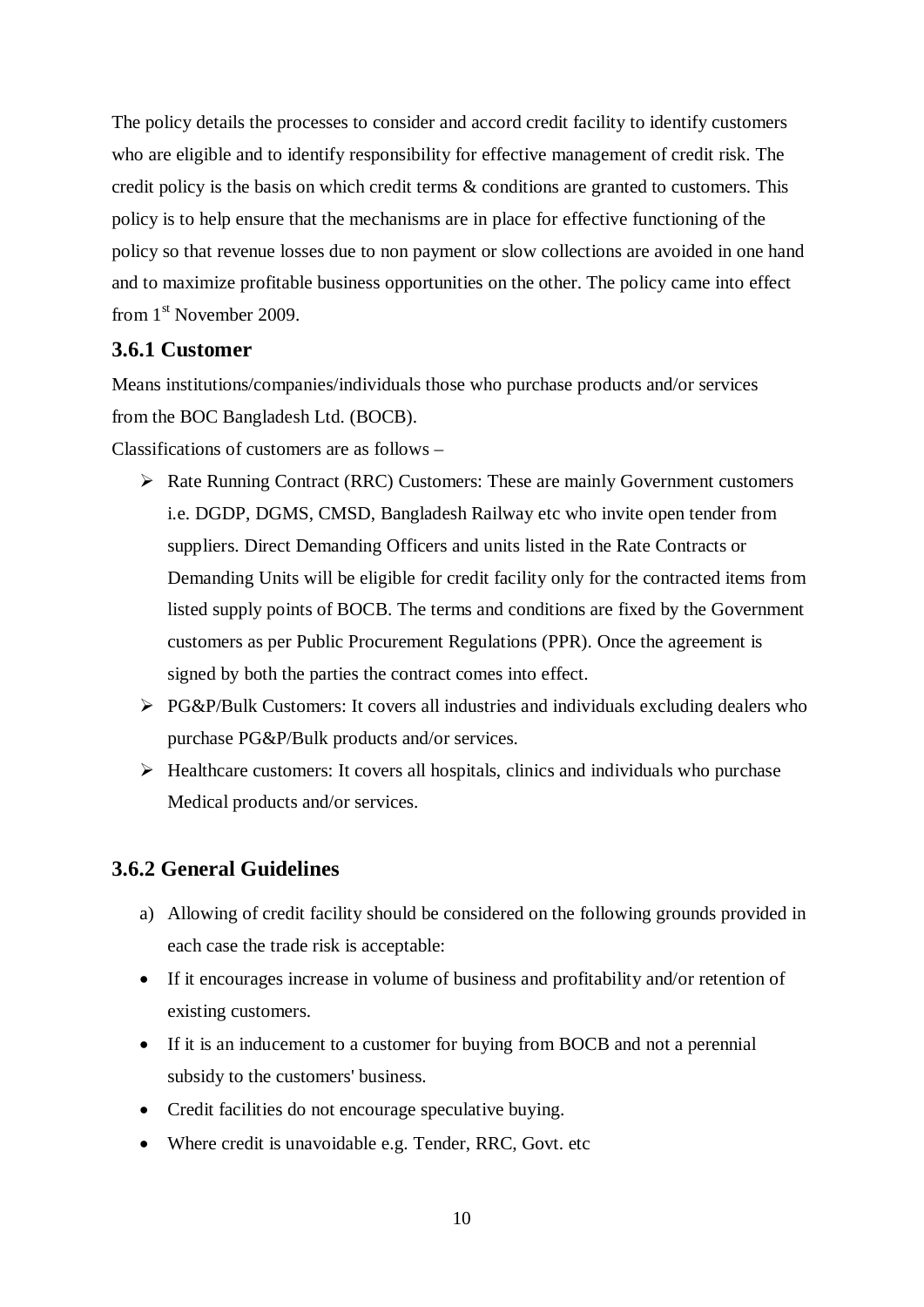The policy details the processes to consider and accord credit facility to identify customers who are eligible and to identify responsibility for effective management of credit risk. The credit policy is the basis on which credit terms & conditions are granted to customers. This policy is to help ensure that the mechanisms are in place for effective functioning of the policy so that revenue losses due to non payment or slow collections are avoided in one hand and to maximize profitable business opportunities on the other. The policy came into effect from 1st November 2009.

### 3.6.1 Customer

Means institutions/companies/individuals those who purchase products and/or services from the BOC Bangladesh Ltd. (BOCB).

Classifications of customers are as follows –

- Rate Running Contract (RRC) Customers: These are mainly Government customers i.e. DGDP, DGMS, CMSD, Bangladesh Railway etc who invite open tender from suppliers. Direct Demanding Officers and units listed in the Rate Contracts or Demanding Units will be eligible for credit facility only for the contracted items from listed supply points of BOCB. The terms and conditions are fixed by the Government customers as per Public Procurement Regulations (PPR). Once the agreement is signed by both the parties the contract comes into effect.
- PG&P/Bulk Customers: It covers all industries and individuals excluding dealers who purchase PG&P/Bulk products and/or services.
- Healthcare customers: It covers all hospitals, clinics and individuals who purchase Medical products and/or services.

### 3.6.2 General Guidelines

a) Allowing of credit facility should be considered on the following grounds provided in each case the trade risk is acceptable:

- If it encourages increase in volume of business and profitability and/or retention of existing customers.
- If it is an inducement to a customer for buying from BOCB and not a perennial subsidy to the customers' business.
- Credit facilities do not encourage speculative buying.
- Where credit is unavoidable e.g. Tender, RRC, Govt. etc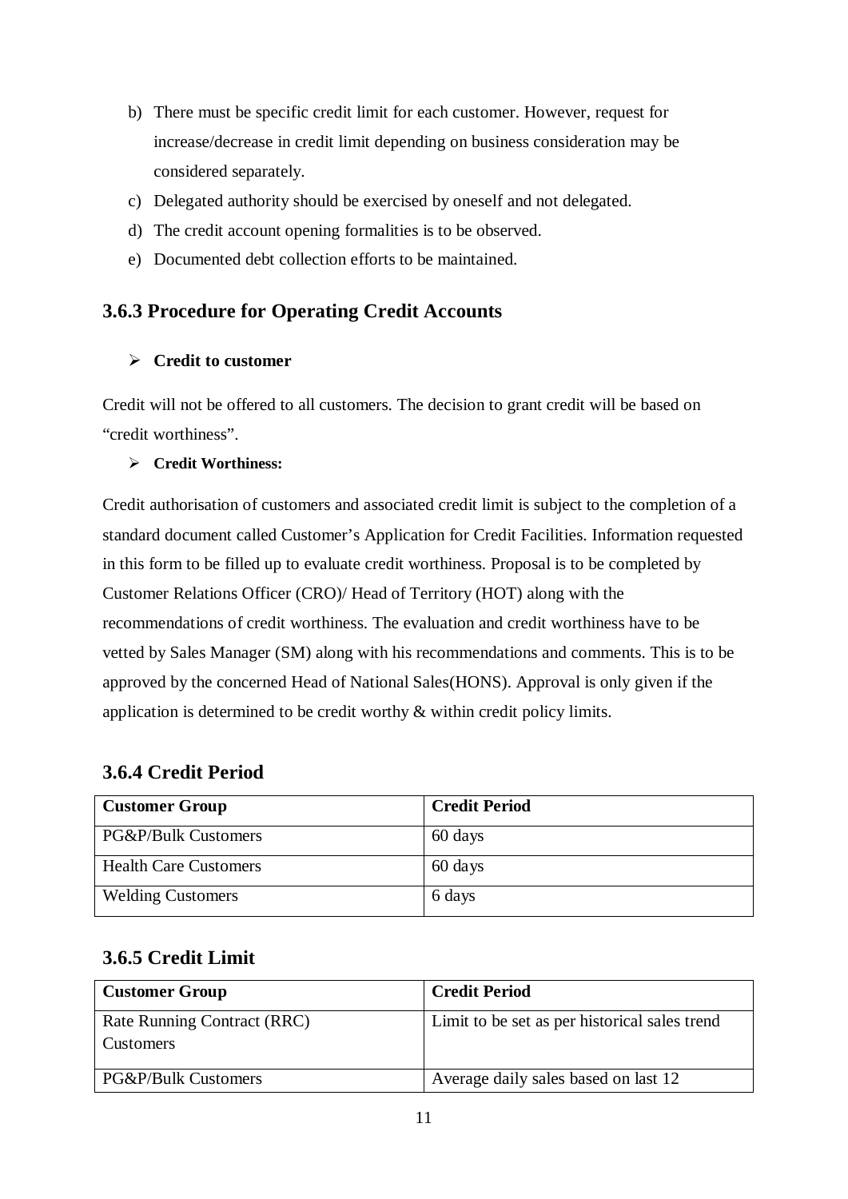b) There must be specific credit limit for each customer. However, request for increase/decrease in credit limit depending on business consideration may be considered separately.
c) Delegated authority should be exercised by oneself and not delegated.
d) The credit account opening formalities is to be observed.
e) Documented debt collection efforts to be maintained.

### 3.6.3 Procedure for Operating Credit Accounts

- **Credit to customer**

Credit will not be offered to all customers. The decision to grant credit will be based on "credit worthiness".

- **Credit Worthiness:**

Credit authorisation of customers and associated credit limit is subject to the completion of a standard document called Customer's Application for Credit Facilities. Information requested in this form to be filled up to evaluate credit worthiness. Proposal is to be completed by Customer Relations Officer (CRO)/ Head of Territory (HOT) along with the recommendations of credit worthiness. The evaluation and credit worthiness have to be vetted by Sales Manager (SM) along with his recommendations and comments. This is to be approved by the concerned Head of National Sales(HONS). Approval is only given if the application is determined to be credit worthy & within credit policy limits.

### 3.6.4 Credit Period

| Customer Group | Credit Period |
|---|---|
| PG&P/Bulk Customers | 60 days |
| Health Care Customers | 60 days |
| Welding Customers | 6 days |

### 3.6.5 Credit Limit

| Customer Group | Credit Period |
|---|---|
| Rate Running Contract (RRC) Customers | Limit to be set as per historical sales trend |
| PG&P/Bulk Customers | Average daily sales based on last 12 |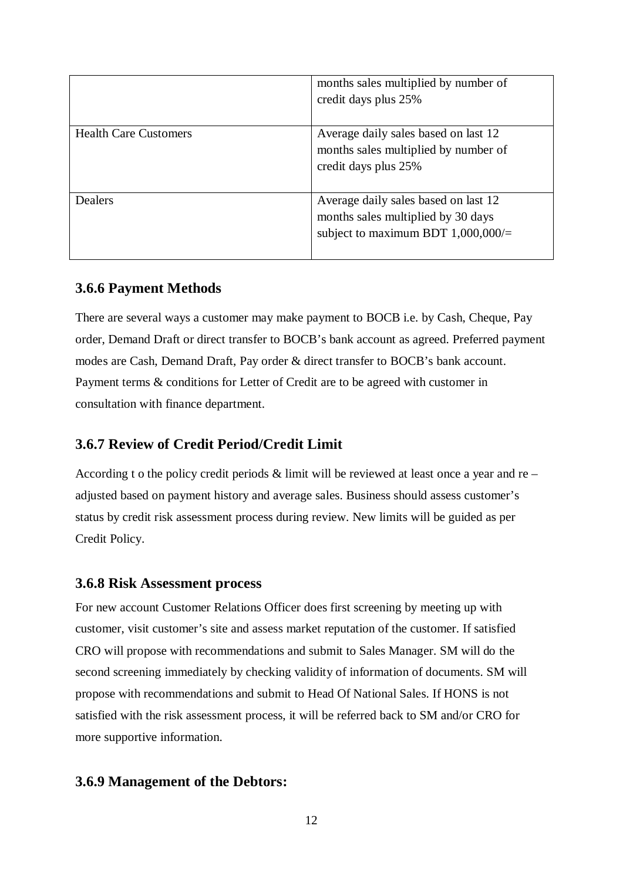|  |  |
| --- | --- |
|  | months sales multiplied by number of credit days plus 25% |
| Health Care Customers | Average daily sales based on last 12 months sales multiplied by number of credit days plus 25% |
| Dealers | Average daily sales based on last 12 months sales multiplied by 30 days subject to maximum BDT 1,000,000/= |

### 3.6.6 Payment Methods

There are several ways a customer may make payment to BOCB i.e. by Cash, Cheque, Pay order, Demand Draft or direct transfer to BOCB's bank account as agreed. Preferred payment modes are Cash, Demand Draft, Pay order & direct transfer to BOCB's bank account. Payment terms & conditions for Letter of Credit are to be agreed with customer in consultation with finance department.

### 3.6.7 Review of Credit Period/Credit Limit

According t o the policy credit periods & limit will be reviewed at least once a year and re – adjusted based on payment history and average sales. Business should assess customer's status by credit risk assessment process during review. New limits will be guided as per Credit Policy.

### 3.6.8 Risk Assessment process

For new account Customer Relations Officer does first screening by meeting up with customer, visit customer's site and assess market reputation of the customer. If satisfied CRO will propose with recommendations and submit to Sales Manager. SM will do the second screening immediately by checking validity of information of documents. SM will propose with recommendations and submit to Head Of National Sales. If HONS is not satisfied with the risk assessment process, it will be referred back to SM and/or CRO for more supportive information.

### 3.6.9 Management of the Debtors: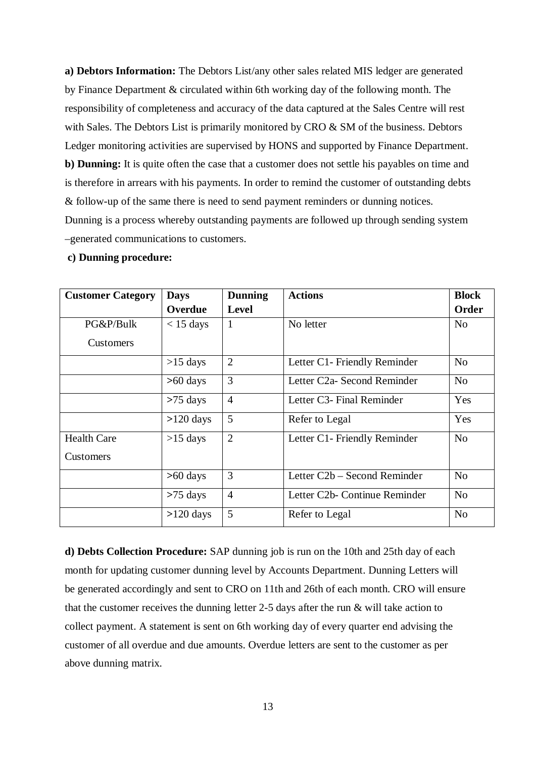**a) Debtors Information:** The Debtors List/any other sales related MIS ledger are generated by Finance Department & circulated within 6th working day of the following month. The responsibility of completeness and accuracy of the data captured at the Sales Centre will rest with Sales. The Debtors List is primarily monitored by CRO & SM of the business. Debtors Ledger monitoring activities are supervised by HONS and supported by Finance Department.

**b) Dunning:** It is quite often the case that a customer does not settle his payables on time and is therefore in arrears with his payments. In order to remind the customer of outstanding debts & follow-up of the same there is need to send payment reminders or dunning notices. Dunning is a process whereby outstanding payments are followed up through sending system –generated communications to customers.

**c) Dunning procedure:**

| Customer Category | Days Overdue | Dunning Level | Actions | Block Order |
|---|---|---|---|---|
| PG&P/Bulk Customers | < 15 days | 1 | No letter | No |
| | >15 days | 2 | Letter C1- Friendly Reminder | No |
| | >60 days | 3 | Letter C2a- Second Reminder | No |
| | >75 days | 4 | Letter C3- Final Reminder | Yes |
| | >120 days | 5 | Refer to Legal | Yes |
| Health Care Customers | >15 days | 2 | Letter C1- Friendly Reminder | No |
| | >60 days | 3 | Letter C2b – Second Reminder | No |
| | >75 days | 4 | Letter C2b- Continue Reminder | No |
| | >120 days | 5 | Refer to Legal | No |

**d) Debts Collection Procedure:** SAP dunning job is run on the 10th and 25th day of each month for updating customer dunning level by Accounts Department. Dunning Letters will be generated accordingly and sent to CRO on 11th and 26th of each month. CRO will ensure that the customer receives the dunning letter 2-5 days after the run & will take action to collect payment. A statement is sent on 6th working day of every quarter end advising the customer of all overdue and due amounts. Overdue letters are sent to the customer as per above dunning matrix.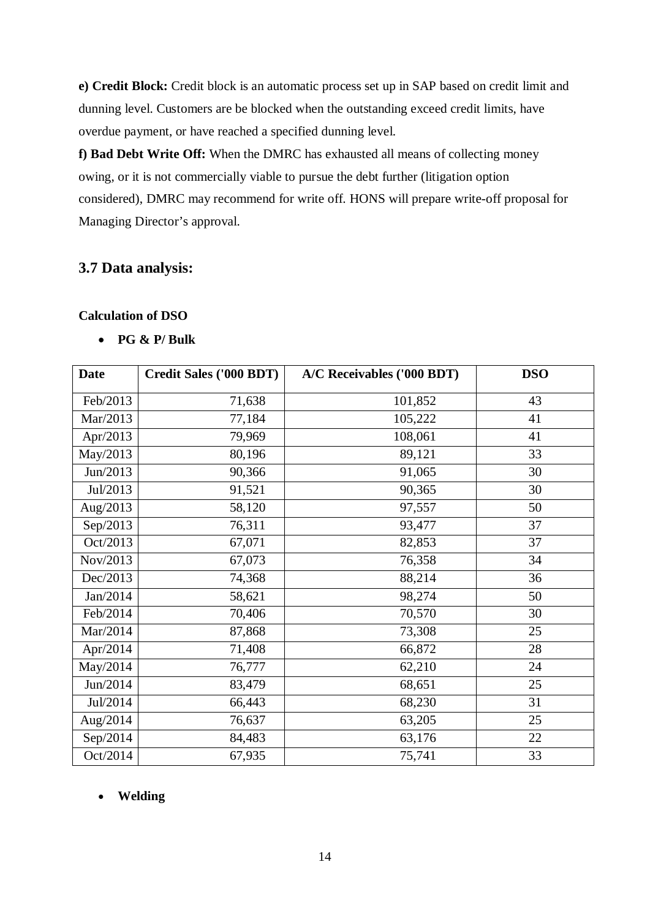**e) Credit Block:** Credit block is an automatic process set up in SAP based on credit limit and dunning level. Customers are be blocked when the outstanding exceed credit limits, have overdue payment, or have reached a specified dunning level.

**f) Bad Debt Write Off:** When the DMRC has exhausted all means of collecting money owing, or it is not commercially viable to pursue the debt further (litigation option considered), DMRC may recommend for write off. HONS will prepare write-off proposal for Managing Director's approval.

### 3.7 Data analysis:

**Calculation of DSO**

- **PG & P/ Bulk**

| Date | Credit Sales ('000 BDT) | A/C Receivables ('000 BDT) | DSO |
|---|---|---|---|
| Feb/2013 | 71,638 | 101,852 | 43 |
| Mar/2013 | 77,184 | 105,222 | 41 |
| Apr/2013 | 79,969 | 108,061 | 41 |
| May/2013 | 80,196 | 89,121 | 33 |
| Jun/2013 | 90,366 | 91,065 | 30 |
| Jul/2013 | 91,521 | 90,365 | 30 |
| Aug/2013 | 58,120 | 97,557 | 50 |
| Sep/2013 | 76,311 | 93,477 | 37 |
| Oct/2013 | 67,071 | 82,853 | 37 |
| Nov/2013 | 67,073 | 76,358 | 34 |
| Dec/2013 | 74,368 | 88,214 | 36 |
| Jan/2014 | 58,621 | 98,274 | 50 |
| Feb/2014 | 70,406 | 70,570 | 30 |
| Mar/2014 | 87,868 | 73,308 | 25 |
| Apr/2014 | 71,408 | 66,872 | 28 |
| May/2014 | 76,777 | 62,210 | 24 |
| Jun/2014 | 83,479 | 68,651 | 25 |
| Jul/2014 | 66,443 | 68,230 | 31 |
| Aug/2014 | 76,637 | 63,205 | 25 |
| Sep/2014 | 84,483 | 63,176 | 22 |
| Oct/2014 | 67,935 | 75,741 | 33 |

- **Welding**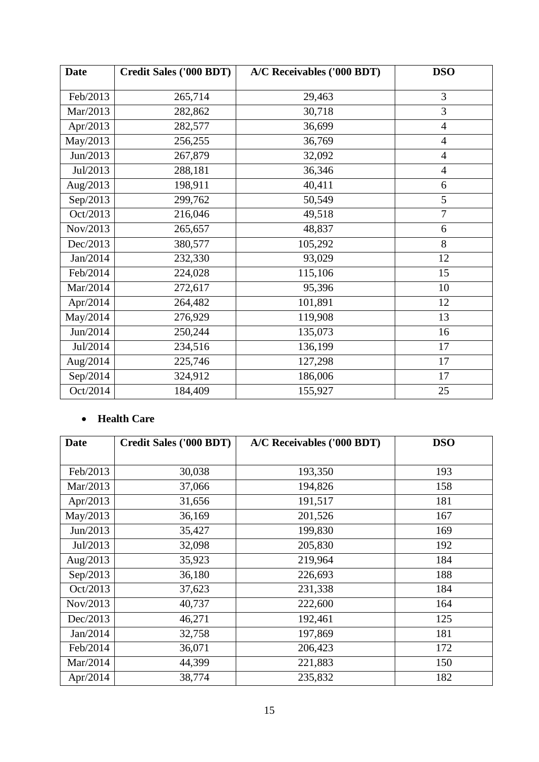| Date | Credit Sales ('000 BDT) | A/C Receivables ('000 BDT) | DSO |
|---|---|---|---|
| Feb/2013 | 265,714 | 29,463 | 3 |
| Mar/2013 | 282,862 | 30,718 | 3 |
| Apr/2013 | 282,577 | 36,699 | 4 |
| May/2013 | 256,255 | 36,769 | 4 |
| Jun/2013 | 267,879 | 32,092 | 4 |
| Jul/2013 | 288,181 | 36,346 | 4 |
| Aug/2013 | 198,911 | 40,411 | 6 |
| Sep/2013 | 299,762 | 50,549 | 5 |
| Oct/2013 | 216,046 | 49,518 | 7 |
| Nov/2013 | 265,657 | 48,837 | 6 |
| Dec/2013 | 380,577 | 105,292 | 8 |
| Jan/2014 | 232,330 | 93,029 | 12 |
| Feb/2014 | 224,028 | 115,106 | 15 |
| Mar/2014 | 272,617 | 95,396 | 10 |
| Apr/2014 | 264,482 | 101,891 | 12 |
| May/2014 | 276,929 | 119,908 | 13 |
| Jun/2014 | 250,244 | 135,073 | 16 |
| Jul/2014 | 234,516 | 136,199 | 17 |
| Aug/2014 | 225,746 | 127,298 | 17 |
| Sep/2014 | 324,912 | 186,006 | 17 |
| Oct/2014 | 184,409 | 155,927 | 25 |

- **Health Care**

| Date | Credit Sales ('000 BDT) | A/C Receivables ('000 BDT) | DSO |
|---|---|---|---|
| Feb/2013 | 30,038 | 193,350 | 193 |
| Mar/2013 | 37,066 | 194,826 | 158 |
| Apr/2013 | 31,656 | 191,517 | 181 |
| May/2013 | 36,169 | 201,526 | 167 |
| Jun/2013 | 35,427 | 199,830 | 169 |
| Jul/2013 | 32,098 | 205,830 | 192 |
| Aug/2013 | 35,923 | 219,964 | 184 |
| Sep/2013 | 36,180 | 226,693 | 188 |
| Oct/2013 | 37,623 | 231,338 | 184 |
| Nov/2013 | 40,737 | 222,600 | 164 |
| Dec/2013 | 46,271 | 192,461 | 125 |
| Jan/2014 | 32,758 | 197,869 | 181 |
| Feb/2014 | 36,071 | 206,423 | 172 |
| Mar/2014 | 44,399 | 221,883 | 150 |
| Apr/2014 | 38,774 | 235,832 | 182 |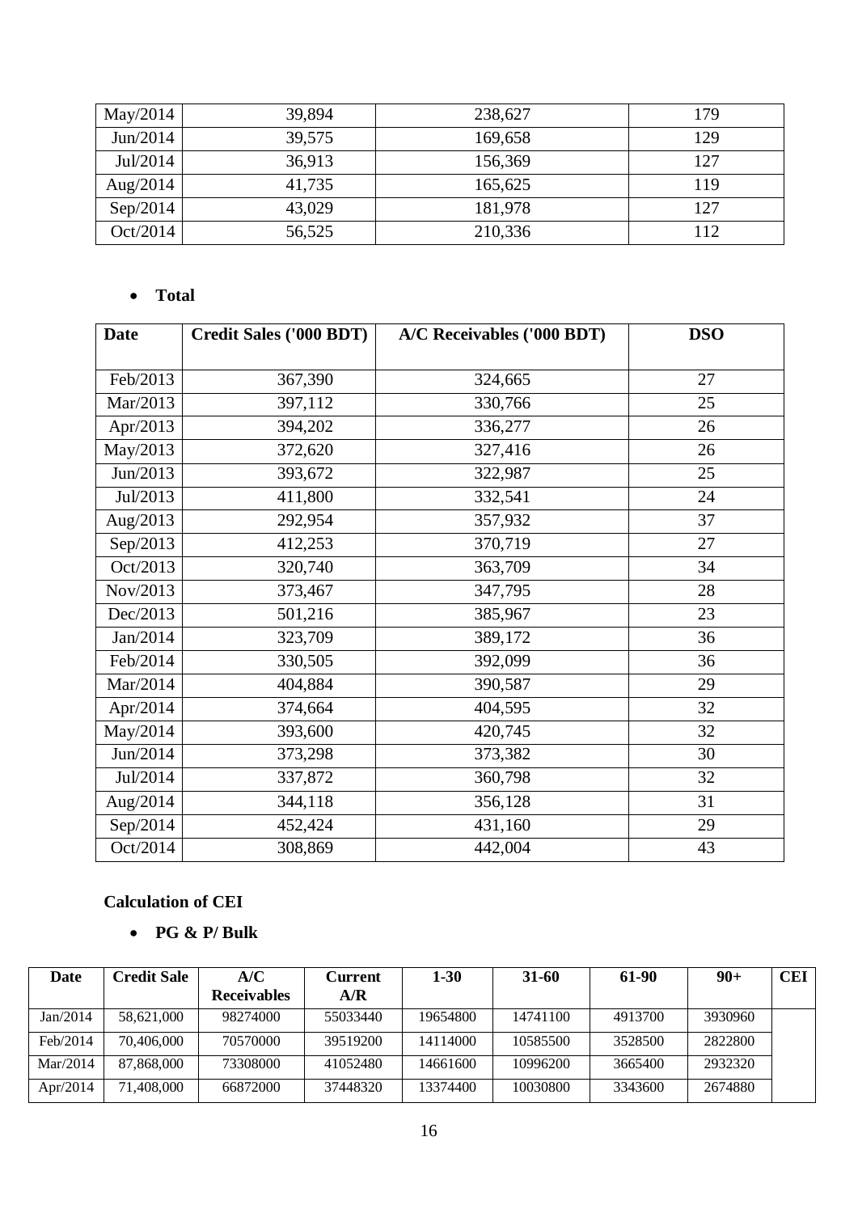| May/2014 | 39,894 | 238,627 | 179 |
|---|---|---|---|
| Jun/2014 | 39,575 | 169,658 | 129 |
| Jul/2014 | 36,913 | 156,369 | 127 |
| Aug/2014 | 41,735 | 165,625 | 119 |
| Sep/2014 | 43,029 | 181,978 | 127 |
| Oct/2014 | 56,525 | 210,336 | 112 |

- **Total**

| Date | Credit Sales ('000 BDT) | A/C Receivables ('000 BDT) | DSO |
|---|---|---|---|
| Feb/2013 | 367,390 | 324,665 | 27 |
| Mar/2013 | 397,112 | 330,766 | 25 |
| Apr/2013 | 394,202 | 336,277 | 26 |
| May/2013 | 372,620 | 327,416 | 26 |
| Jun/2013 | 393,672 | 322,987 | 25 |
| Jul/2013 | 411,800 | 332,541 | 24 |
| Aug/2013 | 292,954 | 357,932 | 37 |
| Sep/2013 | 412,253 | 370,719 | 27 |
| Oct/2013 | 320,740 | 363,709 | 34 |
| Nov/2013 | 373,467 | 347,795 | 28 |
| Dec/2013 | 501,216 | 385,967 | 23 |
| Jan/2014 | 323,709 | 389,172 | 36 |
| Feb/2014 | 330,505 | 392,099 | 36 |
| Mar/2014 | 404,884 | 390,587 | 29 |
| Apr/2014 | 374,664 | 404,595 | 32 |
| May/2014 | 393,600 | 420,745 | 32 |
| Jun/2014 | 373,298 | 373,382 | 30 |
| Jul/2014 | 337,872 | 360,798 | 32 |
| Aug/2014 | 344,118 | 356,128 | 31 |
| Sep/2014 | 452,424 | 431,160 | 29 |
| Oct/2014 | 308,869 | 442,004 | 43 |

**Calculation of CEI**

- **PG & P/ Bulk**

| Date | Credit Sale | A/C Receivables | Current A/R | 1-30 | 31-60 | 61-90 | 90+ | CEI |
|---|---|---|---|---|---|---|---|---|
| Jan/2014 | 58,621,000 | 98274000 | 55033440 | 19654800 | 14741100 | 4913700 | 3930960 | |
| Feb/2014 | 70,406,000 | 70570000 | 39519200 | 14114000 | 10585500 | 3528500 | 2822800 | |
| Mar/2014 | 87,868,000 | 73308000 | 41052480 | 14661600 | 10996200 | 3665400 | 2932320 | |
| Apr/2014 | 71,408,000 | 66872000 | 37448320 | 13374400 | 10030800 | 3343600 | 2674880 | |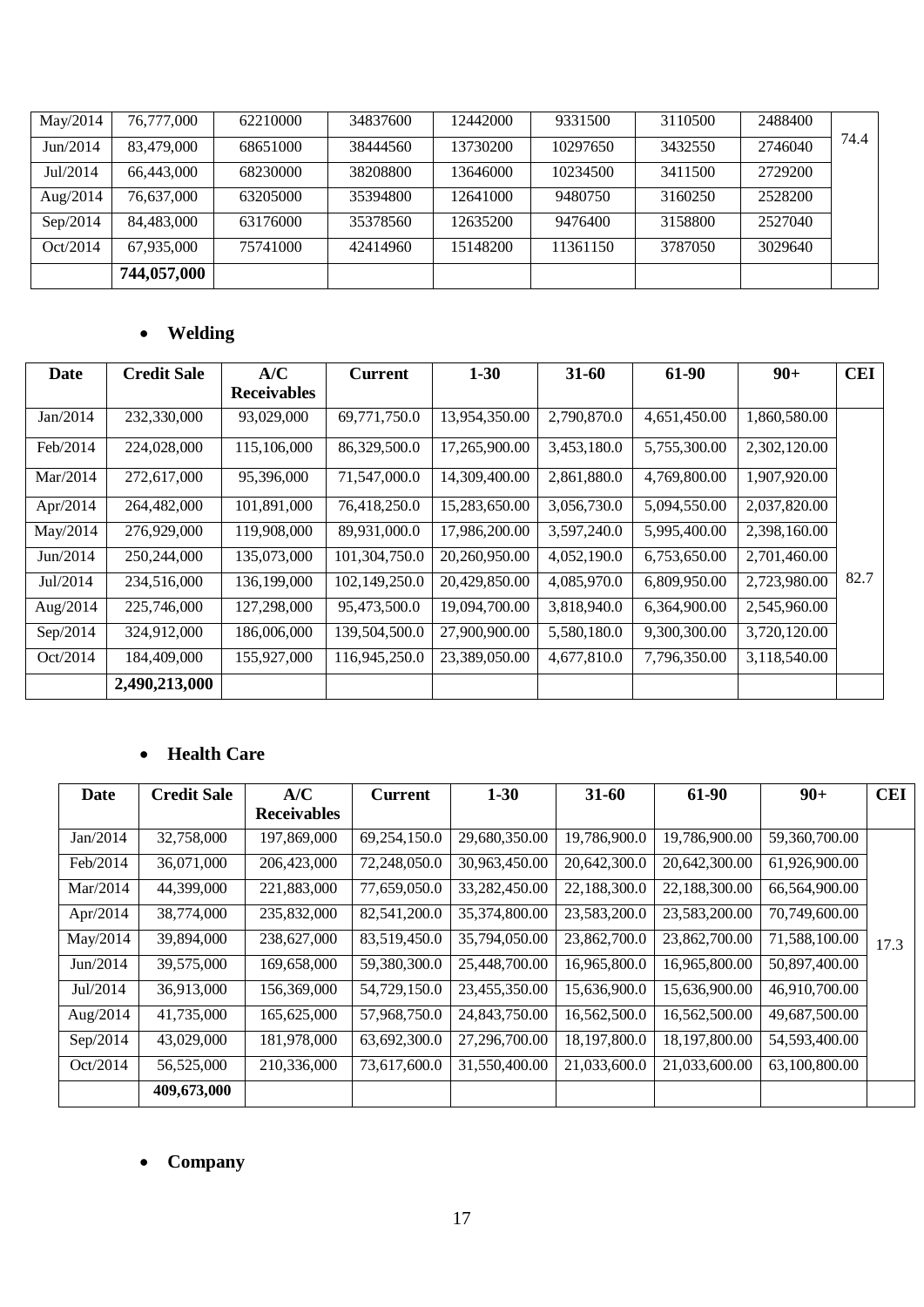| | | | | | | | | |
|---|---|---|---|---|---|---|---|---|
| May/2014 | 76,777,000 | 62210000 | 34837600 | 12442000 | 9331500 | 3110500 | 2488400 | 74.4 |
| Jun/2014 | 83,479,000 | 68651000 | 38444560 | 13730200 | 10297650 | 3432550 | 2746040 | |
| Jul/2014 | 66,443,000 | 68230000 | 38208800 | 13646000 | 10234500 | 3411500 | 2729200 | |
| Aug/2014 | 76,637,000 | 63205000 | 35394800 | 12641000 | 9480750 | 3160250 | 2528200 | |
| Sep/2014 | 84,483,000 | 63176000 | 35378560 | 12635200 | 9476400 | 3158800 | 2527040 | |
| Oct/2014 | 67,935,000 | 75741000 | 42414960 | 15148200 | 11361150 | 3787050 | 3029640 | |
| | **744,057,000** | | | | | | | |

- **Welding**

| Date | Credit Sale | A/C Receivables | Current | 1-30 | 31-60 | 61-90 | 90+ | CEI |
|---|---|---|---|---|---|---|---|---|
| Jan/2014 | 232,330,000 | 93,029,000 | 69,771,750.0 | 13,954,350.00 | 2,790,870.0 | 4,651,450.00 | 1,860,580.00 | 82.7 |
| Feb/2014 | 224,028,000 | 115,106,000 | 86,329,500.0 | 17,265,900.00 | 3,453,180.0 | 5,755,300.00 | 2,302,120.00 | |
| Mar/2014 | 272,617,000 | 95,396,000 | 71,547,000.0 | 14,309,400.00 | 2,861,880.0 | 4,769,800.00 | 1,907,920.00 | |
| Apr/2014 | 264,482,000 | 101,891,000 | 76,418,250.0 | 15,283,650.00 | 3,056,730.0 | 5,094,550.00 | 2,037,820.00 | |
| May/2014 | 276,929,000 | 119,908,000 | 89,931,000.0 | 17,986,200.00 | 3,597,240.0 | 5,995,400.00 | 2,398,160.00 | |
| Jun/2014 | 250,244,000 | 135,073,000 | 101,304,750.0 | 20,260,950.00 | 4,052,190.0 | 6,753,650.00 | 2,701,460.00 | |
| Jul/2014 | 234,516,000 | 136,199,000 | 102,149,250.0 | 20,429,850.00 | 4,085,970.0 | 6,809,950.00 | 2,723,980.00 | |
| Aug/2014 | 225,746,000 | 127,298,000 | 95,473,500.0 | 19,094,700.00 | 3,818,940.0 | 6,364,900.00 | 2,545,960.00 | |
| Sep/2014 | 324,912,000 | 186,006,000 | 139,504,500.0 | 27,900,900.00 | 5,580,180.0 | 9,300,300.00 | 3,720,120.00 | |
| Oct/2014 | 184,409,000 | 155,927,000 | 116,945,250.0 | 23,389,050.00 | 4,677,810.0 | 7,796,350.00 | 3,118,540.00 | |
| | **2,490,213,000** | | | | | | | |

- **Health Care**

| Date | Credit Sale | A/C Receivables | Current | 1-30 | 31-60 | 61-90 | 90+ | CEI |
|---|---|---|---|---|---|---|---|---|
| Jan/2014 | 32,758,000 | 197,869,000 | 69,254,150.0 | 29,680,350.00 | 19,786,900.0 | 19,786,900.00 | 59,360,700.00 | 17.3 |
| Feb/2014 | 36,071,000 | 206,423,000 | 72,248,050.0 | 30,963,450.00 | 20,642,300.0 | 20,642,300.00 | 61,926,900.00 | |
| Mar/2014 | 44,399,000 | 221,883,000 | 77,659,050.0 | 33,282,450.00 | 22,188,300.0 | 22,188,300.00 | 66,564,900.00 | |
| Apr/2014 | 38,774,000 | 235,832,000 | 82,541,200.0 | 35,374,800.00 | 23,583,200.0 | 23,583,200.00 | 70,749,600.00 | |
| May/2014 | 39,894,000 | 238,627,000 | 83,519,450.0 | 35,794,050.00 | 23,862,700.0 | 23,862,700.00 | 71,588,100.00 | |
| Jun/2014 | 39,575,000 | 169,658,000 | 59,380,300.0 | 25,448,700.00 | 16,965,800.0 | 16,965,800.00 | 50,897,400.00 | |
| Jul/2014 | 36,913,000 | 156,369,000 | 54,729,150.0 | 23,455,350.00 | 15,636,900.0 | 15,636,900.00 | 46,910,700.00 | |
| Aug/2014 | 41,735,000 | 165,625,000 | 57,968,750.0 | 24,843,750.00 | 16,562,500.0 | 16,562,500.00 | 49,687,500.00 | |
| Sep/2014 | 43,029,000 | 181,978,000 | 63,692,300.0 | 27,296,700.00 | 18,197,800.0 | 18,197,800.00 | 54,593,400.00 | |
| Oct/2014 | 56,525,000 | 210,336,000 | 73,617,600.0 | 31,550,400.00 | 21,033,600.0 | 21,033,600.00 | 63,100,800.00 | |
| | **409,673,000** | | | | | | | |

- **Company**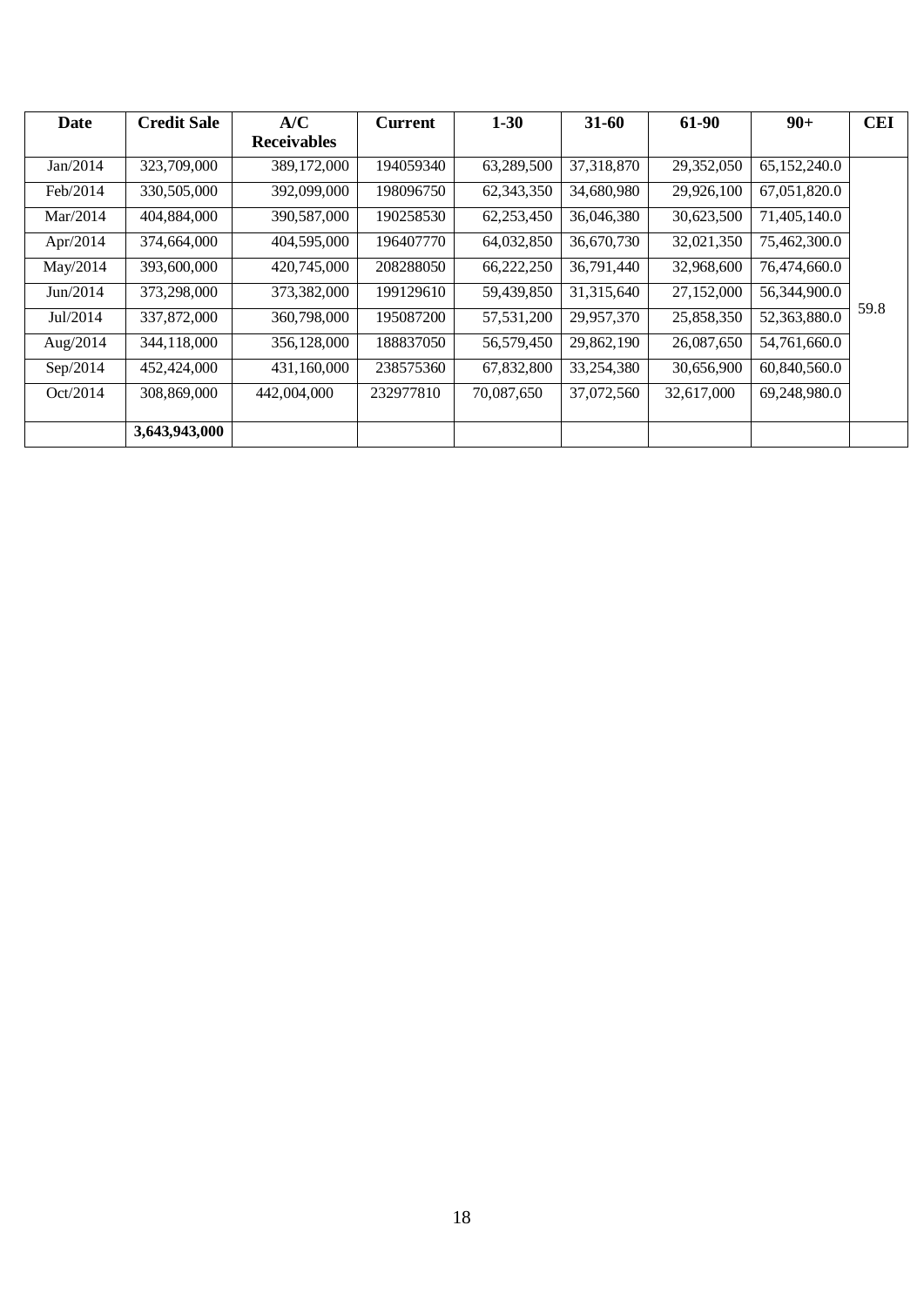| Date | Credit Sale | A/C Receivables | Current | 1-30 | 31-60 | 61-90 | 90+ | CEI |
|---|---|---|---|---|---|---|---|---|
| Jan/2014 | 323,709,000 | 389,172,000 | 194059340 | 63,289,500 | 37,318,870 | 29,352,050 | 65,152,240.0 | |
| Feb/2014 | 330,505,000 | 392,099,000 | 198096750 | 62,343,350 | 34,680,980 | 29,926,100 | 67,051,820.0 | |
| Mar/2014 | 404,884,000 | 390,587,000 | 190258530 | 62,253,450 | 36,046,380 | 30,623,500 | 71,405,140.0 | |
| Apr/2014 | 374,664,000 | 404,595,000 | 196407770 | 64,032,850 | 36,670,730 | 32,021,350 | 75,462,300.0 | |
| May/2014 | 393,600,000 | 420,745,000 | 208288050 | 66,222,250 | 36,791,440 | 32,968,600 | 76,474,660.0 | |
| Jun/2014 | 373,298,000 | 373,382,000 | 199129610 | 59,439,850 | 31,315,640 | 27,152,000 | 56,344,900.0 | |
| Jul/2014 | 337,872,000 | 360,798,000 | 195087200 | 57,531,200 | 29,957,370 | 25,858,350 | 52,363,880.0 | 59.8 |
| Aug/2014 | 344,118,000 | 356,128,000 | 188837050 | 56,579,450 | 29,862,190 | 26,087,650 | 54,761,660.0 | |
| Sep/2014 | 452,424,000 | 431,160,000 | 238575360 | 67,832,800 | 33,254,380 | 30,656,900 | 60,840,560.0 | |
| Oct/2014 | 308,869,000 | 442,004,000 | 232977810 | 70,087,650 | 37,072,560 | 32,617,000 | 69,248,980.0 | |
| | **3,643,943,000** | | | | | | | |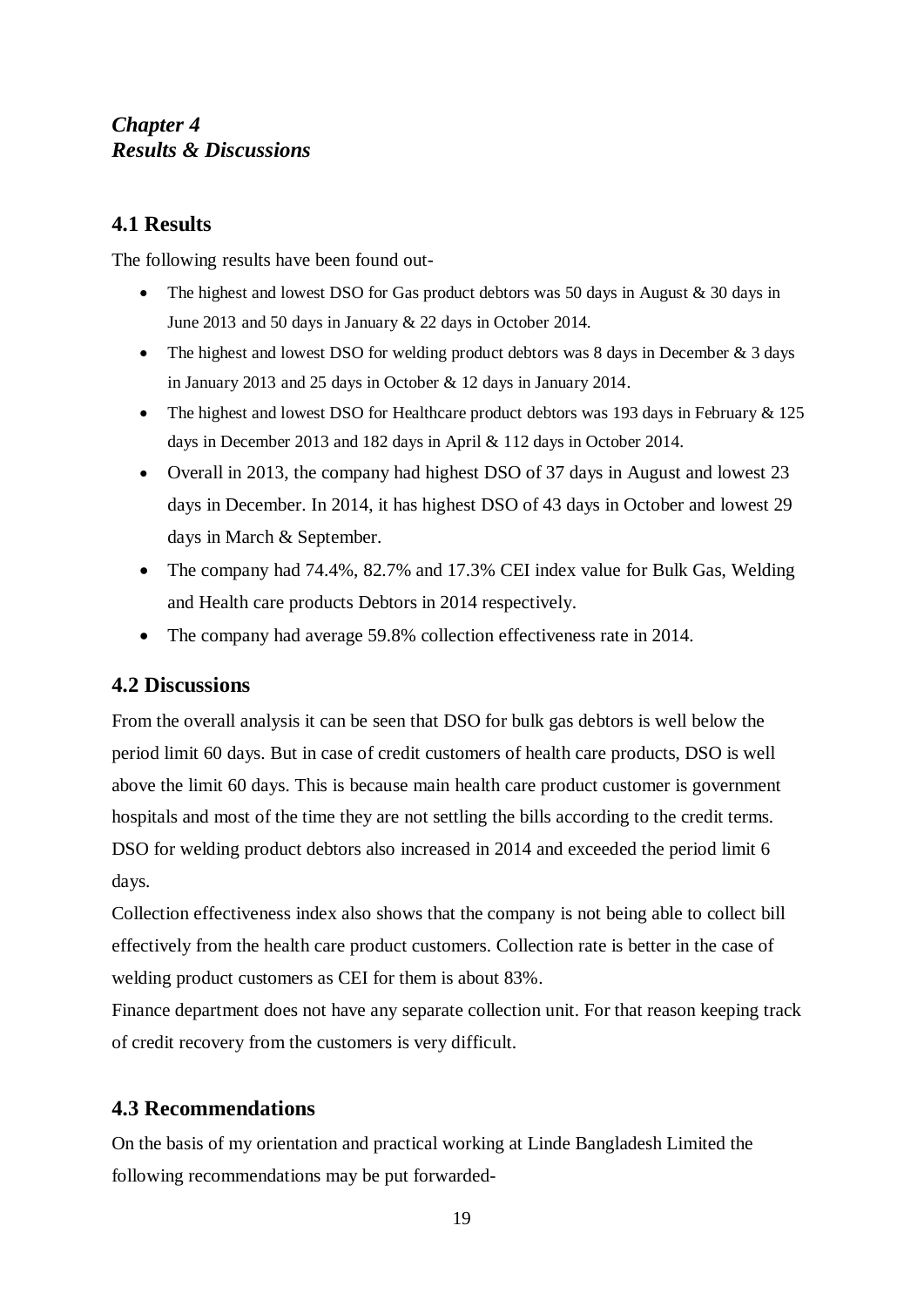# *Chapter 4*
# *Results & Discussions*

## 4.1 Results

The following results have been found out-

- The highest and lowest DSO for Gas product debtors was 50 days in August & 30 days in June 2013 and 50 days in January & 22 days in October 2014.
- The highest and lowest DSO for welding product debtors was 8 days in December & 3 days in January 2013 and 25 days in October & 12 days in January 2014.
- The highest and lowest DSO for Healthcare product debtors was 193 days in February & 125 days in December 2013 and 182 days in April & 112 days in October 2014.
- Overall in 2013, the company had highest DSO of 37 days in August and lowest 23 days in December. In 2014, it has highest DSO of 43 days in October and lowest 29 days in March & September.
- The company had 74.4%, 82.7% and 17.3% CEI index value for Bulk Gas, Welding and Health care products Debtors in 2014 respectively.
- The company had average 59.8% collection effectiveness rate in 2014.

## 4.2 Discussions

From the overall analysis it can be seen that DSO for bulk gas debtors is well below the period limit 60 days. But in case of credit customers of health care products, DSO is well above the limit 60 days. This is because main health care product customer is government hospitals and most of the time they are not settling the bills according to the credit terms. DSO for welding product debtors also increased in 2014 and exceeded the period limit 6 days.

Collection effectiveness index also shows that the company is not being able to collect bill effectively from the health care product customers. Collection rate is better in the case of welding product customers as CEI for them is about 83%.

Finance department does not have any separate collection unit. For that reason keeping track of credit recovery from the customers is very difficult.

## 4.3 Recommendations

On the basis of my orientation and practical working at Linde Bangladesh Limited the following recommendations may be put forwarded-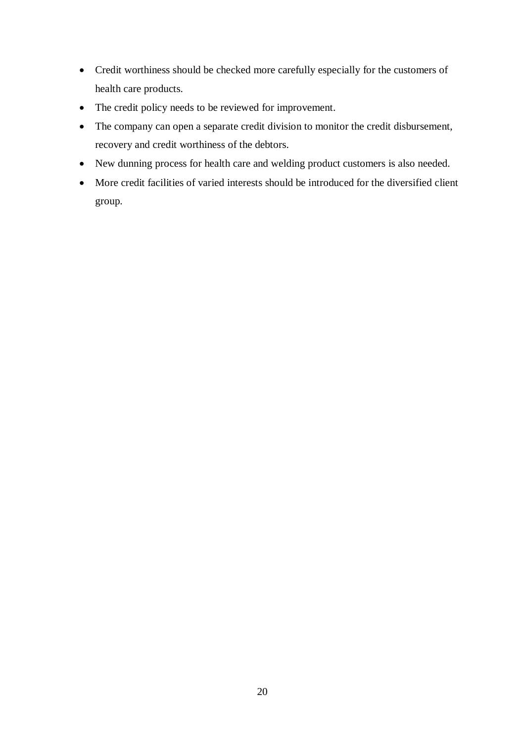- Credit worthiness should be checked more carefully especially for the customers of health care products.
- The credit policy needs to be reviewed for improvement.
- The company can open a separate credit division to monitor the credit disbursement, recovery and credit worthiness of the debtors.
- New dunning process for health care and welding product customers is also needed.
- More credit facilities of varied interests should be introduced for the diversified client group.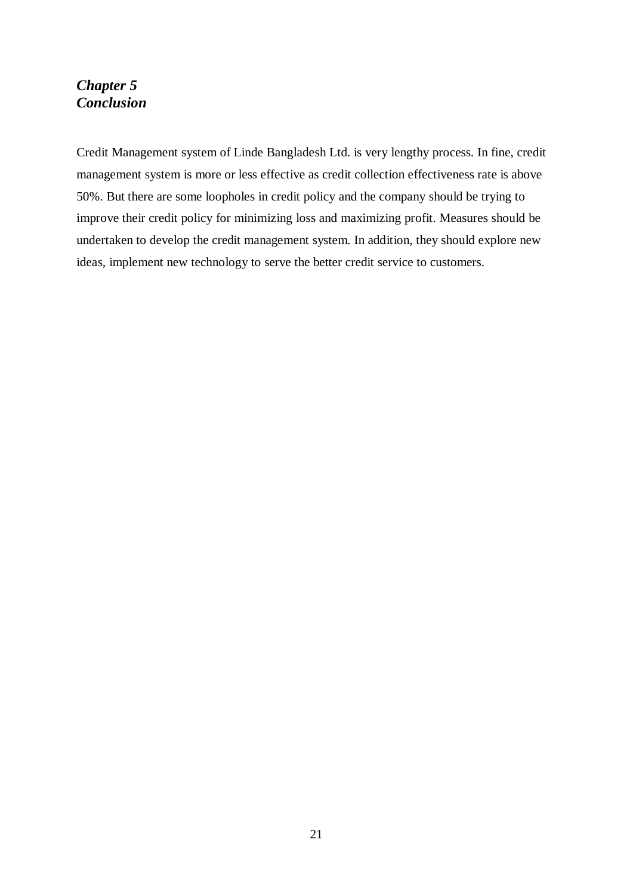## *Chapter 5*
## *Conclusion*

Credit Management system of Linde Bangladesh Ltd. is very lengthy process. In fine, credit management system is more or less effective as credit collection effectiveness rate is above 50%. But there are some loopholes in credit policy and the company should be trying to improve their credit policy for minimizing loss and maximizing profit. Measures should be undertaken to develop the credit management system. In addition, they should explore new ideas, implement new technology to serve the better credit service to customers.